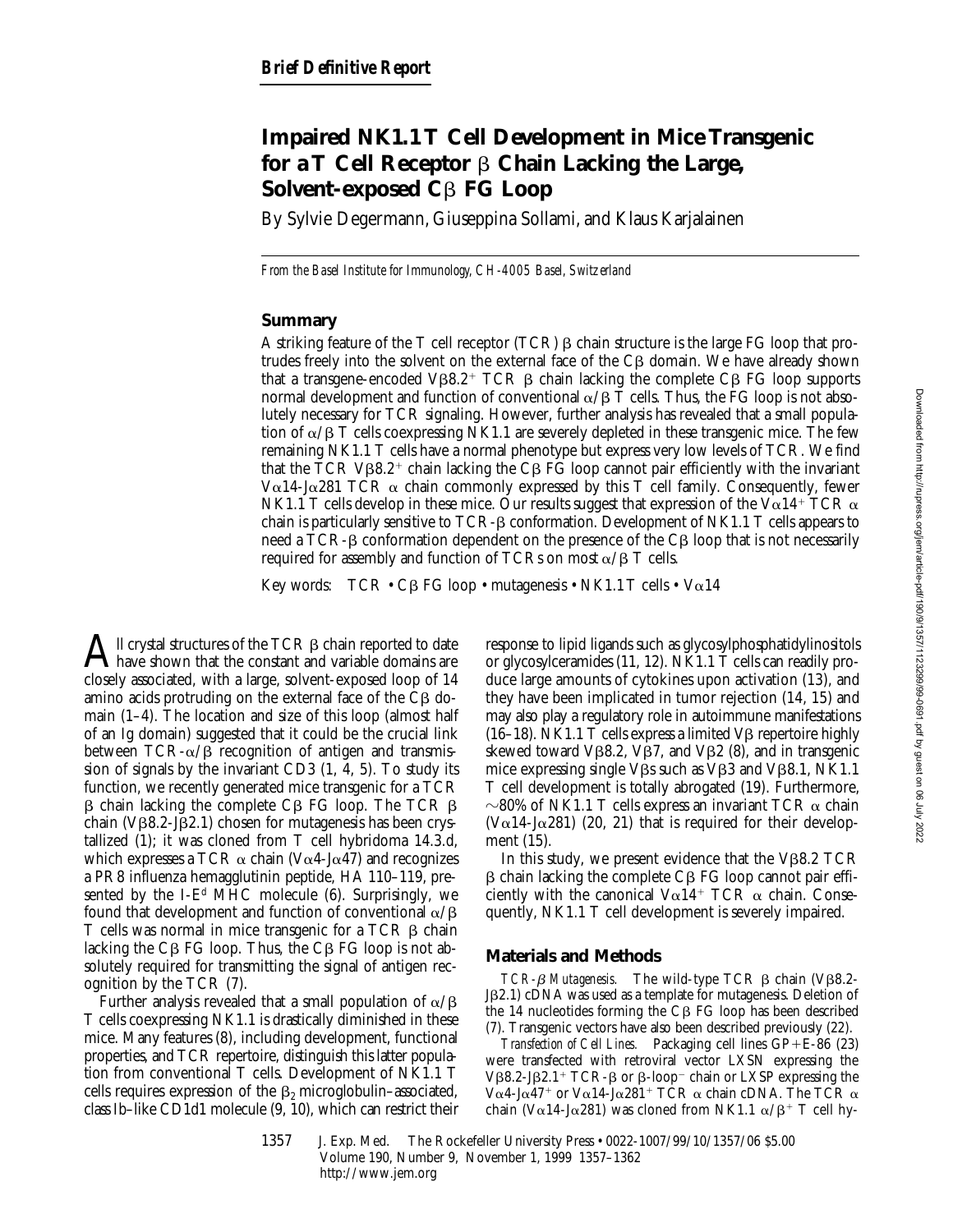**Brief Definitive Report**

# Impaired NK1.1 T Cell Development in Mice Transgenic for a T Cell Receptor β Chain Lacking the Large, Solvent-exposed Cβ FG Loop

By Sylvie Degermann, Giuseppina Sollami, and Klaus Karjalainen

*From the Basel Institute for Immunology, CH-4005 Basel, Switzerland*

## Summary

A striking feature of the T cell receptor (TCR) β chain structure is the large FG loop that protrudes freely into the solvent on the external face of the Cβ domain. We have already shown that a transgene-encoded Vβ8.2$^+$ TCR β chain lacking the complete Cβ FG loop supports normal development and function of conventional α/β T cells. Thus, the FG loop is not absolutely necessary for TCR signaling. However, further analysis has revealed that a small population of α/β T cells coexpressing NK1.1 are severely depleted in these transgenic mice. The few remaining NK1.1 T cells have a normal phenotype but express very low levels of TCR. We find that the TCR Vβ8.2$^+$ chain lacking the Cβ FG loop cannot pair efficiently with the invariant Vα14-Jα281 TCR α chain commonly expressed by this T cell family. Consequently, fewer NK1.1 T cells develop in these mice. Our results suggest that expression of the Vα14$^+$ TCR α chain is particularly sensitive to TCR-β conformation. Development of NK1.1 T cells appears to need a TCR-β conformation dependent on the presence of the Cβ loop that is not necessarily required for assembly and function of TCRs on most α/β T cells.

Key words: TCR • Cβ FG loop • mutagenesis • NK1.1 T cells • Vα14

All crystal structures of the TCR β chain reported to date have shown that the constant and variable domains are closely associated, with a large, solvent-exposed loop of 14 amino acids protruding on the external face of the Cβ domain (1–4). The location and size of this loop (almost half of an Ig domain) suggested that it could be the crucial link between TCR-α/β recognition of antigen and transmission of signals by the invariant CD3 (1, 4, 5). To study its function, we recently generated mice transgenic for a TCR β chain lacking the complete Cβ FG loop. The TCR β chain (Vβ8.2-Jβ2.1) chosen for mutagenesis has been crystallized (1); it was cloned from T cell hybridoma 14.3.d, which expresses a TCR α chain (Vα4-Jα47) and recognizes a PR8 influenza hemagglutinin peptide, HA 110–119, presented by the I-E$^d$ MHC molecule (6). Surprisingly, we found that development and function of conventional α/β T cells was normal in mice transgenic for a TCR β chain lacking the Cβ FG loop. Thus, the Cβ FG loop is not absolutely required for transmitting the signal of antigen recognition by the TCR (7).

Further analysis revealed that a small population of α/β T cells coexpressing NK1.1 is drastically diminished in these mice. Many features (8), including development, functional properties, and TCR repertoire, distinguish this latter population from conventional T cells. Development of NK1.1 T cells requires expression of the $\beta_2$ microglobulin–associated, class Ib–like CD1d1 molecule (9, 10), which can restrict their response to lipid ligands such as glycosylphosphatidylinositols or glycosylceramides (11, 12). NK1.1 T cells can readily produce large amounts of cytokines upon activation (13), and they have been implicated in tumor rejection (14, 15) and may also play a regulatory role in autoimmune manifestations (16–18). NK1.1 T cells express a limited Vβ repertoire highly skewed toward Vβ8.2, Vβ7, and Vβ2 (8), and in transgenic mice expressing single Vβs such as Vβ3 and Vβ8.1, NK1.1 T cell development is totally abrogated (19). Furthermore, ~80% of NK1.1 T cells express an invariant TCR α chain (Vα14-Jα281) (20, 21) that is required for their development (15).

In this study, we present evidence that the Vβ8.2 TCR β chain lacking the complete Cβ FG loop cannot pair efficiently with the canonical Vα14$^+$ TCR α chain. Consequently, NK1.1 T cell development is severely impaired.

## Materials and Methods

*TCR-β Mutagenesis.* The wild-type TCR β chain (Vβ8.2-Jβ2.1) cDNA was used as a template for mutagenesis. Deletion of the 14 nucleotides forming the Cβ FG loop has been described (7). Transgenic vectors have also been described previously (22).

*Transfection of Cell Lines.* Packaging cell lines GP+E-86 (23) were transfected with retroviral vector LXSN expressing the Vβ8.2-Jβ2.1$^+$ TCR-β or β-loop$^-$ chain or LXSP expressing the Vα4-Jα47$^+$ or Vα14-Jα281$^+$ TCR α chain cDNA. The TCR α chain (Vα14-Jα281) was cloned from NK1.1 α/β$^+$ T cell hy-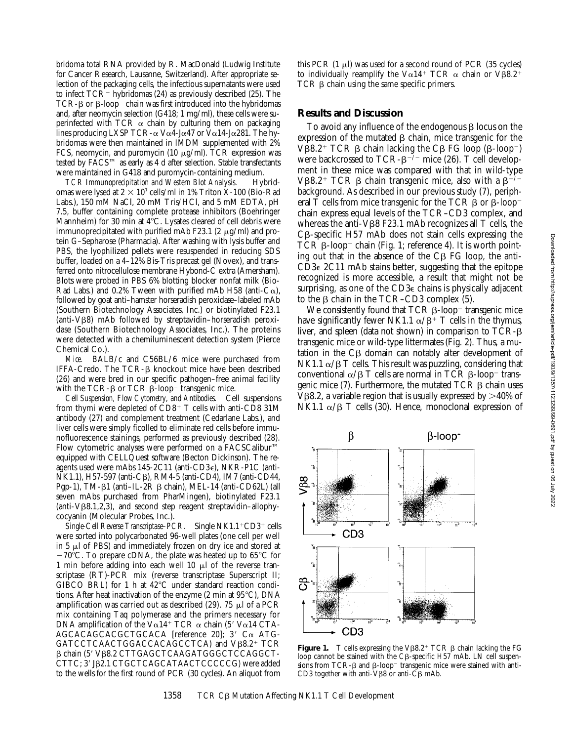bridoma total RNA provided by R. MacDonald (Ludwig Institute for Cancer Research, Lausanne, Switzerland). After appropriate selection of the packaging cells, the infectious supernatants were used to infect TCR$^-$ hybridomas (24) as previously described (25). The TCR-β or β-loop$^-$ chain was first introduced into the hybridomas and, after neomycin selection (G418; 1 mg/ml), these cells were superinfected with TCR α chain by culturing them on packaging lines producing LXSP TCR-α Vα4-Jα47 or Vα14-Jα281. The hybridomas were then maintained in IMDM supplemented with 2% FCS, neomycin, and puromycin (10 μg/ml). TCR expression was tested by FACS™ as early as 4 d after selection. Stable transfectants were maintained in G418 and puromycin-containing medium.

*TCR Immunoprecipitation and Western Blot Analysis.* Hybridomas were lysed at $2 \times 10^7$ cells/ml in 1% Triton X-100 (Bio-Rad Labs.), 150 mM NaCl, 20 mM Tris/HCl, and 5 mM EDTA, pH 7.5, buffer containing complete protease inhibitors (Boehringer Mannheim) for 30 min at 4°C. Lysates cleared of cell debris were immunoprecipitated with purified mAb F23.1 (2 μg/ml) and protein G–Sepharose (Pharmacia). After washing with lysis buffer and PBS, the lyophilized pellets were resuspended in reducing SDS buffer, loaded on a 4–12% Bis-Tris precast gel (Novex), and transferred onto nitrocellulose membrane Hybond-C extra (Amersham). Blots were probed in PBS 6% blotting blocker nonfat milk (Bio-Rad Labs.) and 0.2% Tween with purified mAb H58 (anti-Cα), followed by goat anti–hamster horseradish peroxidase–labeled mAb (Southern Biotechnology Associates, Inc.) or biotinylated F23.1 (anti-Vβ8) mAb followed by streptavidin–horseradish peroxidase (Southern Biotechnology Associates, Inc.). The proteins were detected with a chemiluminescent detection system (Pierce Chemical Co.).

*Mice.* BALB/c and C56BL/6 mice were purchased from IFFA-Credo. The TCR-β knockout mice have been described (26) and were bred in our specific pathogen–free animal facility with the TCR-β or TCR β-loop$^-$ transgenic mice.

*Cell Suspension, Flow Cytometry, and Antibodies.* Cell suspensions from thymi were depleted of CD8$^+$ T cells with anti-CD8 31M antibody (27) and complement treatment (Cedarlane Labs.), and liver cells were simply ficolled to eliminate red cells before immunofluorescence stainings, performed as previously described (28). Flow cytometric analyses were performed on a FACSCalibur™ equipped with CELLQuest software (Becton Dickinson). The reagents used were mAbs 145-2C11 (anti-CD3ε), NKR-P1C (anti-NK1.1), H57-597 (anti-Cβ), RM4-5 (anti-CD4), IM7 (anti-CD44, Pgp-1), TM-β1 (anti–IL-2R β chain), MEL-14 (anti-CD62L) (all seven mAbs purchased from PharMingen), biotinylated F23.1 (anti-Vβ8.1,2,3), and second step reagent streptavidin–allophycocyanin (Molecular Probes, Inc.).

*Single-Cell Reverse Transcriptase–PCR.* Single NK1.1$^+$CD3$^+$ cells were sorted into polycarbonated 96-well plates (one cell per well in 5 μl of PBS) and immediately frozen on dry ice and stored at −70°C. To prepare cDNA, the plate was heated up to 65°C for 1 min before adding into each well 10 μl of the reverse transcriptase (RT)-PCR mix (reverse transcriptase Superscript II; GIBCO BRL) for 1 h at 42°C under standard reaction conditions. After heat inactivation of the enzyme (2 min at 95°C), DNA amplification was carried out as described (29). 75 μl of a PCR mix containing Taq polymerase and the primers necessary for DNA amplification of the Vα14$^+$ TCR α chain (5′ Vα14 CTA-AGCACAGCACGCTGCACA [reference 20]; 3′ Cα ATG-GATCCTCAACTGGACCACAGCCTCA) and Vβ8.2$^+$ TCR β chain (5′ Vβ8.2 CTTGAGCTCAAGATGGGCTCCAGGCT-CTTC; 3′ Jβ2.1 CTGCTCAGCATAACTCCCCCG) were added to the wells for the first round of PCR (30 cycles). An aliquot from this PCR (1 μl) was used for a second round of PCR (35 cycles) to individually reamplify the Vα14$^+$ TCR α chain or Vβ8.2$^+$ TCR β chain using the same specific primers.

## Results and Discussion

To avoid any influence of the endogenous β locus on the expression of the mutated β chain, mice transgenic for the Vβ8.2$^+$ TCR β chain lacking the Cβ FG loop (β-loop$^-$) were backcrossed to TCR-β$^{-/-}$ mice (26). T cell development in these mice was compared with that in wild-type Vβ8.2$^+$ TCR β chain transgenic mice, also with a β$^{-/-}$ background. As described in our previous study (7), peripheral T cells from mice transgenic for the TCR β or β-loop$^-$ chain express equal levels of the TCR–CD3 complex, and whereas the anti-Vβ8 F23.1 mAb recognizes all T cells, the Cβ-specific H57 mAb does not stain cells expressing the TCR β-loop$^-$ chain (Fig. 1; reference 4). It is worth pointing out that in the absence of the Cβ FG loop, the anti-CD3ε 2C11 mAb stains better, suggesting that the epitope recognized is more accessible, a result that might not be surprising, as one of the CD3ε chains is physically adjacent to the β chain in the TCR–CD3 complex (5).

We consistently found that TCR β-loop$^-$ transgenic mice have significantly fewer NK1.1 α/β$^+$ T cells in the thymus, liver, and spleen (data not shown) in comparison to TCR-β transgenic mice or wild-type littermates (Fig. 2). Thus, a mutation in the Cβ domain can notably alter development of NK1.1 α/β T cells. This result was puzzling, considering that conventional α/β T cells are normal in TCR β-loop$^-$ transgenic mice (7). Furthermore, the mutated TCR β chain uses Vβ8.2, a variable region that is usually expressed by >40% of NK1.1 α/β T cells (30). Hence, monoclonal expression of

**Figure 1.** T cells expressing the Vβ8.2$^+$ TCR β chain lacking the FG loop cannot be stained with the Cβ-specific H57 mAb. LN cell suspensions from TCR-β and β-loop$^-$ transgenic mice were stained with anti-CD3 together with anti-Vβ8 or anti-Cβ mAb.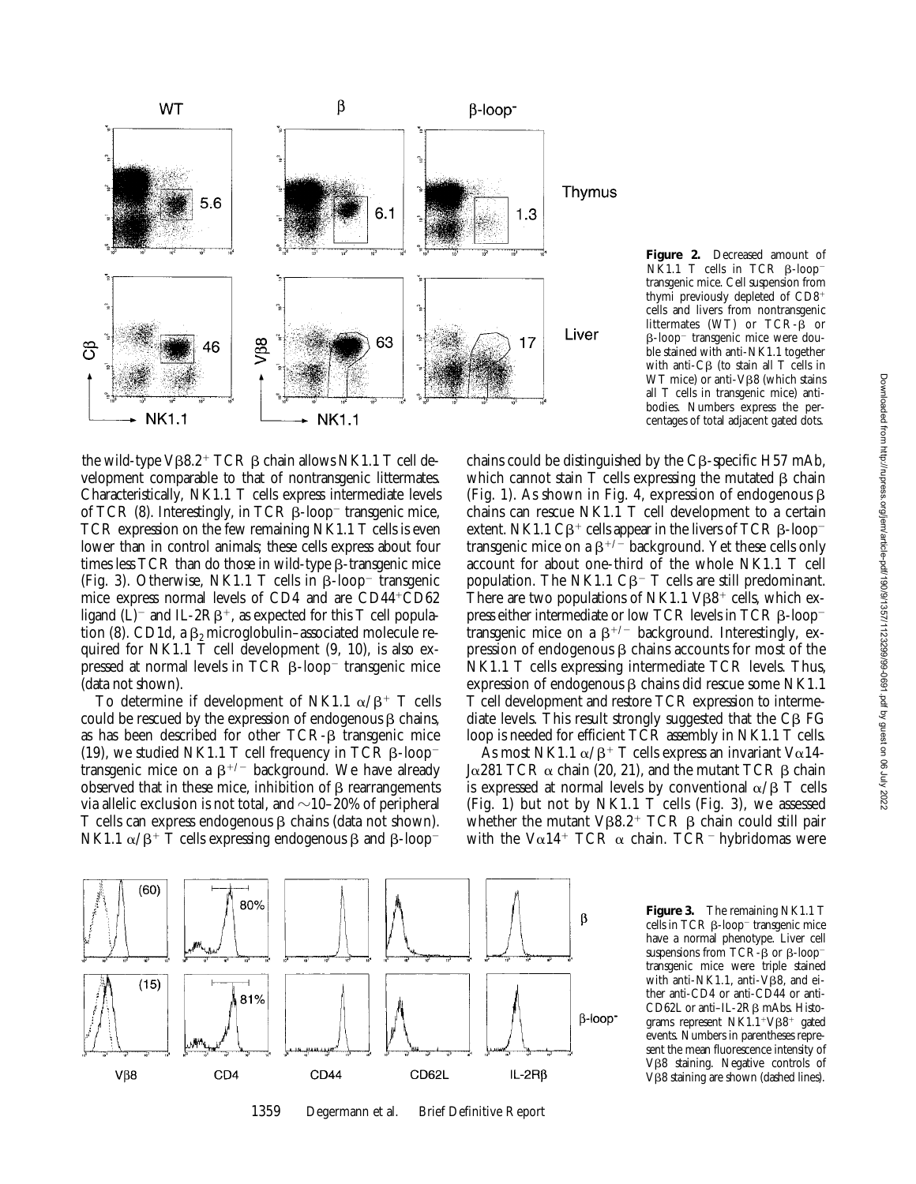**Figure 2.** Decreased amount of NK1.1 T cells in TCR β-loop$^-$ transgenic mice. Cell suspension from thymi previously depleted of CD8$^+$ cells and livers from nontransgenic littermates (WT) or TCR-β or β-loop$^-$ transgenic mice were double stained with anti-NK1.1 together with anti-Cβ (to stain all T cells in WT mice) or anti-Vβ8 (which stains all T cells in transgenic mice) antibodies. Numbers express the percentages of total adjacent gated dots.

the wild-type Vβ8.2$^+$ TCR β chain allows NK1.1 T cell development comparable to that of nontransgenic littermates. Characteristically, NK1.1 T cells express intermediate levels of TCR (8). Interestingly, in TCR β-loop$^-$ transgenic mice, TCR expression on the few remaining NK1.1 T cells is even lower than in control animals; these cells express about four times less TCR than do those in wild-type β-transgenic mice (Fig. 3). Otherwise, NK1.1 T cells in β-loop$^-$ transgenic mice express normal levels of CD4 and are CD44$^+$CD62 ligand (L)$^-$ and IL-2Rβ$^+$, as expected for this T cell population (8). CD1d, a $\beta_2$ microglobulin–associated molecule required for NK1.1 T cell development (9, 10), is also expressed at normal levels in TCR β-loop$^-$ transgenic mice (data not shown).

To determine if development of NK1.1 α/β$^+$ T cells could be rescued by the expression of endogenous β chains, as has been described for other TCR-β transgenic mice (19), we studied NK1.1 T cell frequency in TCR β-loop$^-$ transgenic mice on a β$^{+/-}$ background. We have already observed that in these mice, inhibition of β rearrangements via allelic exclusion is not total, and ~10–20% of peripheral T cells can express endogenous β chains (data not shown). NK1.1 α/β$^+$ T cells expressing endogenous β and β-loop$^-$ chains could be distinguished by the Cβ-specific H57 mAb, which cannot stain T cells expressing the mutated β chain (Fig. 1). As shown in Fig. 4, expression of endogenous β chains can rescue NK1.1 T cell development to a certain extent. NK1.1 Cβ$^+$ cells appear in the livers of TCR β-loop$^-$ transgenic mice on a β$^{+/-}$ background. Yet these cells only account for about one-third of the whole NK1.1 T cell population. The NK1.1 Cβ$^-$ T cells are still predominant. There are two populations of NK1.1 Vβ8$^+$ cells, which express either intermediate or low TCR levels in TCR β-loop$^-$ transgenic mice on a β$^{+/-}$ background. Interestingly, expression of endogenous β chains accounts for most of the NK1.1 T cells expressing intermediate TCR levels. Thus, expression of endogenous β chains did rescue some NK1.1 T cell development and restore TCR expression to intermediate levels. This result strongly suggested that the Cβ FG loop is needed for efficient TCR assembly in NK1.1 T cells.

As most NK1.1 α/β$^+$ T cells express an invariant Vα14-Jα281 TCR α chain (20, 21), and the mutant TCR β chain is expressed at normal levels by conventional α/β T cells (Fig. 1) but not by NK1.1 T cells (Fig. 3), we assessed whether the mutant Vβ8.2$^+$ TCR β chain could still pair with the Vα14$^+$ TCR α chain. TCR$^-$ hybridomas were

**Figure 3.** The remaining NK1.1 T cells in TCR β-loop$^-$ transgenic mice have a normal phenotype. Liver cell suspensions from TCR-β or β-loop$^-$ transgenic mice were triple stained with anti-NK1.1, anti-Vβ8, and either anti-CD4 or anti-CD44 or anti-CD62L or anti–IL-2Rβ mAbs. Histograms represent NK1.1$^+$Vβ8$^+$ gated events. Numbers in parentheses represent the mean fluorescence intensity of Vβ8 staining. Negative controls of Vβ8 staining are shown (dashed lines).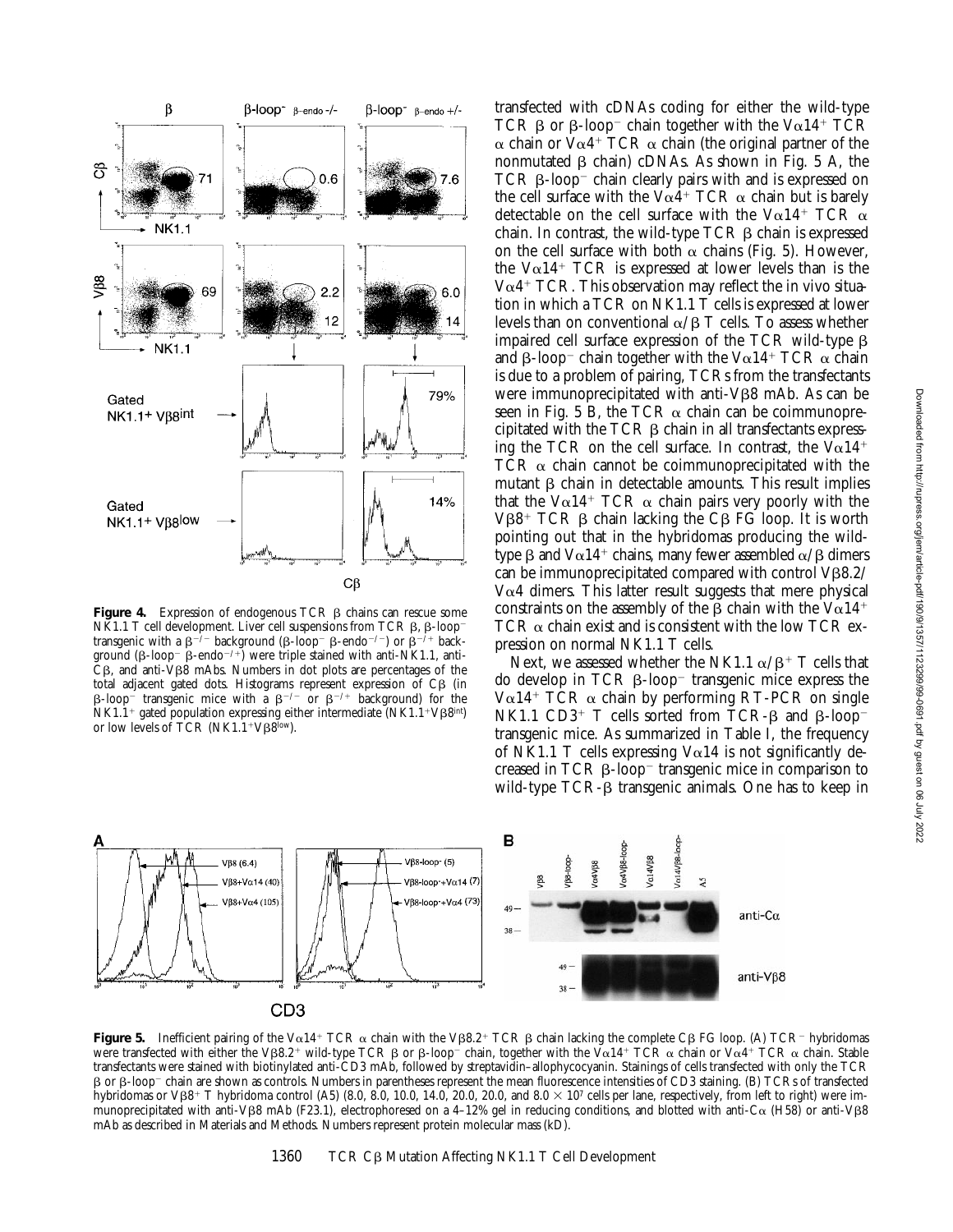**Figure 4.** Expression of endogenous TCR β chains can rescue some NK1.1 T cell development. Liver cell suspensions from TCR β, β-loop⁻ transgenic with a $\beta^{-/-}$ background (β-loop⁻ β-endo$^{-/-}$) or $\beta^{-/+}$ background (β-loop⁻ β-endo$^{-/+}$) were triple stained with anti-NK1.1, anti-Cβ, and anti-Vβ8 mAbs. Numbers in dot plots are percentages of the total adjacent gated dots. Histograms represent expression of Cβ (in β-loop⁻ transgenic mice with a $\beta^{-/-}$ or $\beta^{-/+}$ background) for the NK1.1⁺ gated population expressing either intermediate (NK1.1⁺Vβ8^int^) or low levels of TCR (NK1.1⁺Vβ8^low^).

transfected with cDNAs coding for either the wild-type TCR β or β-loop⁻ chain together with the Vα14⁺ TCR α chain or Vα4⁺ TCR α chain (the original partner of the nonmutated β chain) cDNAs. As shown in Fig. 5 A, the TCR β-loop⁻ chain clearly pairs with and is expressed on the cell surface with the Vα4⁺ TCR α chain but is barely detectable on the cell surface with the Vα14⁺ TCR α chain. In contrast, the wild-type TCR β chain is expressed on the cell surface with both α chains (Fig. 5). However, the Vα14⁺ TCR is expressed at lower levels than is the Vα4⁺ TCR. This observation may reflect the in vivo situation in which a TCR on NK1.1 T cells is expressed at lower levels than on conventional α/β T cells. To assess whether impaired cell surface expression of the TCR wild-type β and β-loop⁻ chain together with the Vα14⁺ TCR α chain is due to a problem of pairing, TCRs from the transfectants were immunoprecipitated with anti-Vβ8 mAb. As can be seen in Fig. 5 B, the TCR α chain can be coimmunoprecipitated with the TCR β chain in all transfectants expressing the TCR on the cell surface. In contrast, the Vα14⁺ TCR α chain cannot be coimmunoprecipitated with the mutant β chain in detectable amounts. This result implies that the Vα14⁺ TCR α chain pairs very poorly with the Vβ8⁺ TCR β chain lacking the Cβ FG loop. It is worth pointing out that in the hybridomas producing the wild-type β and Vα14⁺ chains, many fewer assembled α/β dimers can be immunoprecipitated compared with control Vβ8.2/Vα4 dimers. This latter result suggests that mere physical constraints on the assembly of the β chain with the Vα14⁺ TCR α chain exist and is consistent with the low TCR expression on normal NK1.1 T cells.

Next, we assessed whether the NK1.1 α/β⁺ T cells that do develop in TCR β-loop⁻ transgenic mice express the Vα14⁺ TCR α chain by performing RT-PCR on single NK1.1 CD3⁺ T cells sorted from TCR-β and β-loop⁻ transgenic mice. As summarized in Table I, the frequency of NK1.1 T cells expressing Vα14 is not significantly decreased in TCR β-loop⁻ transgenic mice in comparison to wild-type TCR-β transgenic animals. One has to keep in

**Figure 5.** Inefficient pairing of the Vα14⁺ TCR α chain with the Vβ8.2⁺ TCR β chain lacking the complete Cβ FG loop. (A) TCR⁻ hybridomas were transfected with either the Vβ8.2⁺ wild-type TCR β or β-loop⁻ chain, together with the Vα14⁺ TCR α chain or Vα4⁺ TCR α chain. Stable transfectants were stained with biotinylated anti-CD3 mAb, followed by streptavidin–allophycocyanin. Stainings of cells transfected with only the TCR β or β-loop⁻ chain are shown as controls. Numbers in parentheses represent the mean fluorescence intensities of CD3 staining. (B) TCRs of transfected hybridomas or Vβ8⁺ T hybridoma control (A5) (8.0, 8.0, 10.0, 14.0, 20.0, 20.0, and 8.0 × 10⁷ cells per lane, respectively, from left to right) were immunoprecipitated with anti-Vβ8 mAb (F23.1), electrophoresed on a 4–12% gel in reducing conditions, and blotted with anti-Cα (H58) or anti-Vβ8 mAb as described in Materials and Methods. Numbers represent protein molecular mass (kD).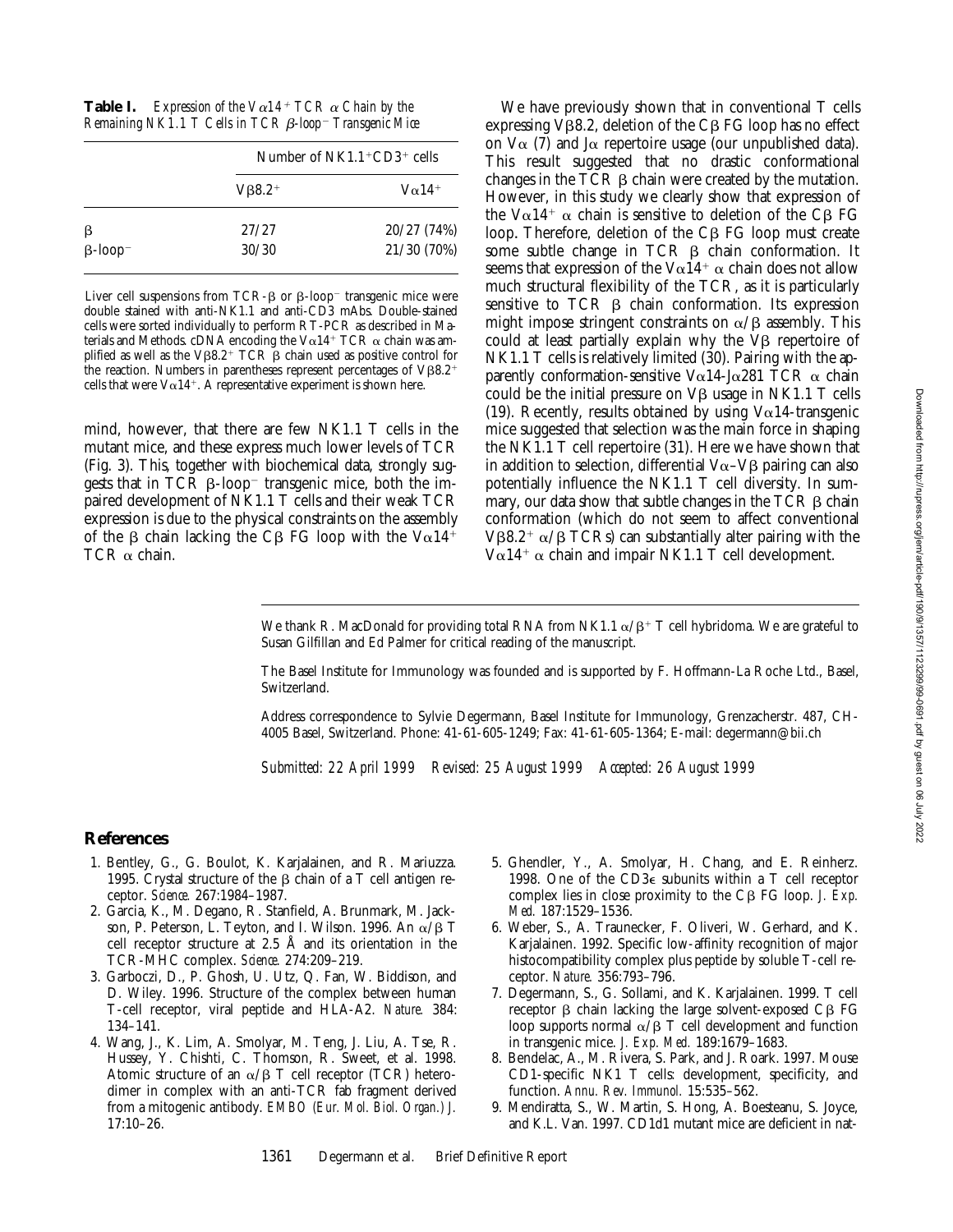**Table I.** *Expression of the Vα14+ TCR α Chain by the Remaining NK1.1 T Cells in TCR β-loop− Transgenic Mice*

| | Number of NK1.1+CD3+ cells | |
|---|---|---|
| | Vβ8.2+ | Vα14+ |
| β | 27/27 | 20/27 (74%) |
| β-loop− | 30/30 | 21/30 (70%) |

Liver cell suspensions from TCR-β or β-loop− transgenic mice were double stained with anti-NK1.1 and anti-CD3 mAbs. Double-stained cells were sorted individually to perform RT-PCR as described in Materials and Methods. cDNA encoding the Vα14+ TCR α chain was amplified as well as the Vβ8.2+ TCR β chain used as positive control for the reaction. Numbers in parentheses represent percentages of Vβ8.2+ cells that were Vα14+. A representative experiment is shown here.

mind, however, that there are few NK1.1 T cells in the mutant mice, and these express much lower levels of TCR (Fig. 3). This, together with biochemical data, strongly suggests that in TCR β-loop− transgenic mice, both the impaired development of NK1.1 T cells and their weak TCR expression is due to the physical constraints on the assembly of the β chain lacking the Cβ FG loop with the Vα14+ TCR α chain.

We have previously shown that in conventional T cells expressing Vβ8.2, deletion of the Cβ FG loop has no effect on Vα (7) and Jα repertoire usage (our unpublished data). This result suggested that no drastic conformational changes in the TCR β chain were created by the mutation. However, in this study we clearly show that expression of the Vα14+ α chain is sensitive to deletion of the Cβ FG loop. Therefore, deletion of the Cβ FG loop must create some subtle change in TCR β chain conformation. It seems that expression of the Vα14+ α chain does not allow much structural flexibility of the TCR, as it is particularly sensitive to TCR β chain conformation. Its expression might impose stringent constraints on α/β assembly. This could at least partially explain why the Vβ repertoire of NK1.1 T cells is relatively limited (30). Pairing with the apparently conformation-sensitive Vα14-Jα281 TCR α chain could be the initial pressure on Vβ usage in NK1.1 T cells (19). Recently, results obtained by using Vα14-transgenic mice suggested that selection was the main force in shaping the NK1.1 T cell repertoire (31). Here we have shown that in addition to selection, differential Vα–Vβ pairing can also potentially influence the NK1.1 T cell diversity. In summary, our data show that subtle changes in the TCR β chain conformation (which do not seem to affect conventional Vβ8.2+ α/β TCRs) can substantially alter pairing with the Vα14+ α chain and impair NK1.1 T cell development.

We thank R. MacDonald for providing total RNA from NK1.1 α/β+ T cell hybridoma. We are grateful to Susan Gilfillan and Ed Palmer for critical reading of the manuscript.

The Basel Institute for Immunology was founded and is supported by F. Hoffmann-La Roche Ltd., Basel, Switzerland.

Address correspondence to Sylvie Degermann, Basel Institute for Immunology, Grenzacherstr. 487, CH-4005 Basel, Switzerland. Phone: 41-61-605-1249; Fax: 41-61-605-1364; E-mail: degermann@bii.ch

*Submitted: 22 April 1999 Revised: 25 August 1999 Accepted: 26 August 1999*

## References

1. Bentley, G., G. Boulot, K. Karjalainen, and R. Mariuzza. 1995. Crystal structure of the β chain of a T cell antigen receptor. *Science.* 267:1984–1987.
2. Garcia, K., M. Degano, R. Stanfield, A. Brunmark, M. Jackson, P. Peterson, L. Teyton, and I. Wilson. 1996. An α/β T cell receptor structure at 2.5 Å and its orientation in the TCR-MHC complex. *Science.* 274:209–219.
3. Garboczi, D., P. Ghosh, U. Utz, Q. Fan, W. Biddison, and D. Wiley. 1996. Structure of the complex between human T-cell receptor, viral peptide and HLA-A2. *Nature.* 384: 134–141.
4. Wang, J., K. Lim, A. Smolyar, M. Teng, J. Liu, A. Tse, R. Hussey, Y. Chishti, C. Thomson, R. Sweet, et al. 1998. Atomic structure of an α/β T cell receptor (TCR) heterodimer in complex with an anti-TCR fab fragment derived from a mitogenic antibody. *EMBO (Eur. Mol. Biol. Organ.) J.* 17:10–26.
5. Ghendler, Y., A. Smolyar, H. Chang, and E. Reinherz. 1998. One of the CD3ε subunits within a T cell receptor complex lies in close proximity to the Cβ FG loop. *J. Exp. Med.* 187:1529–1536.
6. Weber, S., A. Traunecker, F. Oliveri, W. Gerhard, and K. Karjalainen. 1992. Specific low-affinity recognition of major histocompatibility complex plus peptide by soluble T-cell receptor. *Nature.* 356:793–796.
7. Degermann, S., G. Sollami, and K. Karjalainen. 1999. T cell receptor β chain lacking the large solvent-exposed Cβ FG loop supports normal α/β T cell development and function in transgenic mice. *J. Exp. Med.* 189:1679–1683.
8. Bendelac, A., M. Rivera, S. Park, and J. Roark. 1997. Mouse CD1-specific NK1 T cells: development, specificity, and function. *Annu. Rev. Immunol.* 15:535–562.
9. Mendiratta, S., W. Martin, S. Hong, A. Boesteanu, S. Joyce, and K.L. Van. 1997. CD1d1 mutant mice are deficient in nat-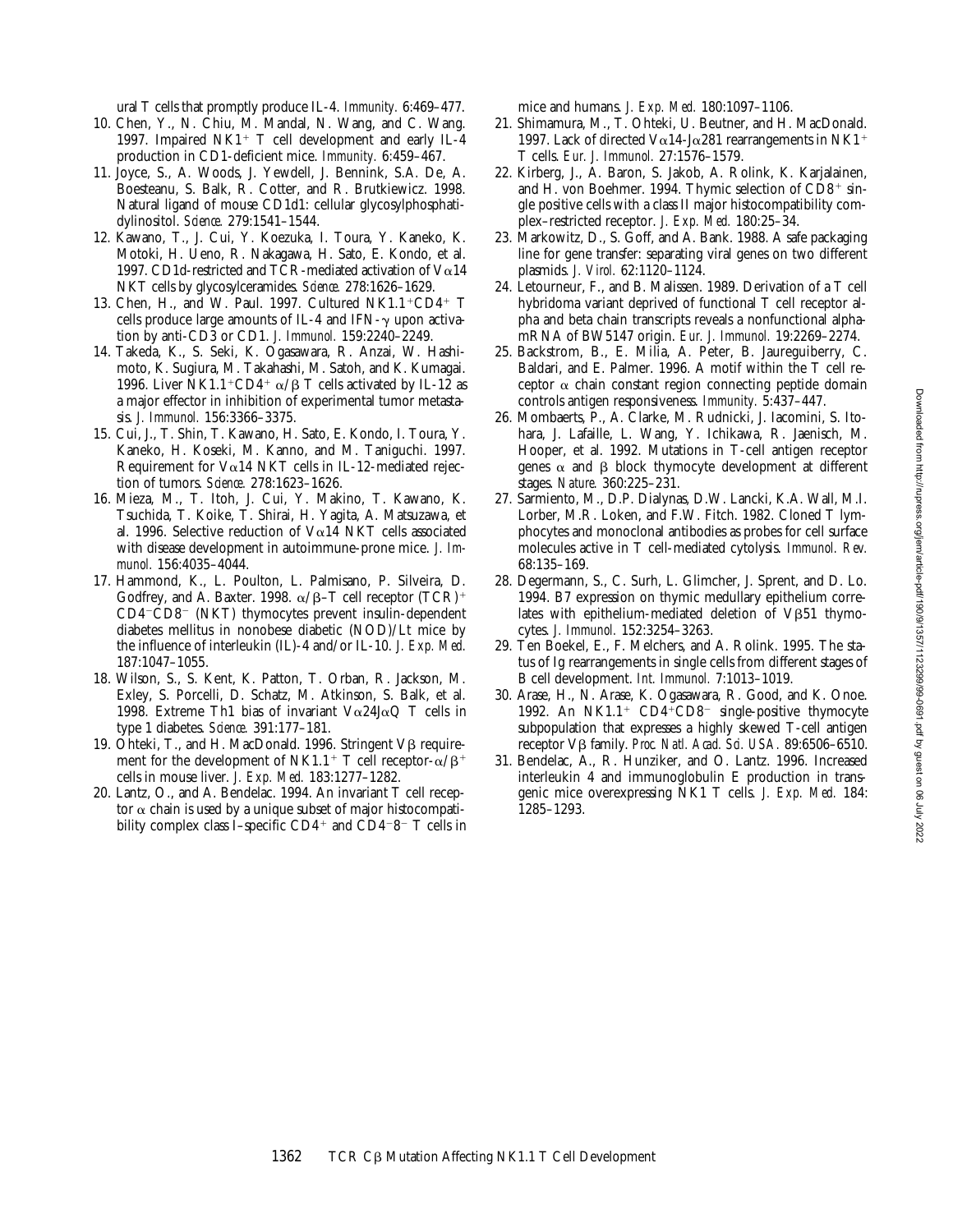ural T cells that promptly produce IL-4. *Immunity.* 6:469–477.

10. Chen, Y., N. Chiu, M. Mandal, N. Wang, and C. Wang. 1997. Impaired NK1$^+$ T cell development and early IL-4 production in CD1-deficient mice. *Immunity.* 6:459–467.
11. Joyce, S., A. Woods, J. Yewdell, J. Bennink, S.A. De, A. Boesteanu, S. Balk, R. Cotter, and R. Brutkiewicz. 1998. Natural ligand of mouse CD1d1: cellular glycosylphosphatidylinositol. *Science.* 279:1541–1544.
12. Kawano, T., J. Cui, Y. Koezuka, I. Toura, Y. Kaneko, K. Motoki, H. Ueno, R. Nakagawa, H. Sato, E. Kondo, et al. 1997. CD1d-restricted and TCR-mediated activation of V$\alpha$14 NKT cells by glycosylceramides. *Science.* 278:1626–1629.
13. Chen, H., and W. Paul. 1997. Cultured NK1.1$^+$CD4$^+$ T cells produce large amounts of IL-4 and IFN-$\gamma$ upon activation by anti-CD3 or CD1. *J. Immunol.* 159:2240–2249.
14. Takeda, K., S. Seki, K. Ogasawara, R. Anzai, W. Hashimoto, K. Sugiura, M. Takahashi, M. Satoh, and K. Kumagai. 1996. Liver NK1.1$^+$CD4$^+$ $\alpha/\beta$ T cells activated by IL-12 as a major effector in inhibition of experimental tumor metastasis. *J. Immunol.* 156:3366–3375.
15. Cui, J., T. Shin, T. Kawano, H. Sato, E. Kondo, I. Toura, Y. Kaneko, H. Koseki, M. Kanno, and M. Taniguchi. 1997. Requirement for V$\alpha$14 NKT cells in IL-12-mediated rejection of tumors. *Science.* 278:1623–1626.
16. Mieza, M., T. Itoh, J. Cui, Y. Makino, T. Kawano, K. Tsuchida, T. Koike, T. Shirai, H. Yagita, A. Matsuzawa, et al. 1996. Selective reduction of V$\alpha$14 NKT cells associated with disease development in autoimmune-prone mice. *J. Immunol.* 156:4035–4044.
17. Hammond, K., L. Poulton, L. Palmisano, P. Silveira, D. Godfrey, and A. Baxter. 1998. $\alpha/\beta$–T cell receptor (TCR)$^+$ CD4$^-$CD8$^-$ (NKT) thymocytes prevent insulin-dependent diabetes mellitus in nonobese diabetic (NOD)/Lt mice by the influence of interleukin (IL)-4 and/or IL-10. *J. Exp. Med.* 187:1047–1055.
18. Wilson, S., S. Kent, K. Patton, T. Orban, R. Jackson, M. Exley, S. Porcelli, D. Schatz, M. Atkinson, S. Balk, et al. 1998. Extreme Th1 bias of invariant V$\alpha$24J$\alpha$Q T cells in type 1 diabetes. *Science.* 391:177–181.
19. Ohteki, T., and H. MacDonald. 1996. Stringent V$\beta$ requirement for the development of NK1.1$^+$ T cell receptor-$\alpha/\beta^+$ cells in mouse liver. *J. Exp. Med.* 183:1277–1282.
20. Lantz, O., and A. Bendelac. 1994. An invariant T cell receptor $\alpha$ chain is used by a unique subset of major histocompatibility complex class I–specific CD4$^+$ and CD4$^-$8$^-$ T cells in mice and humans. *J. Exp. Med.* 180:1097–1106.
21. Shimamura, M., T. Ohteki, U. Beutner, and H. MacDonald. 1997. Lack of directed V$\alpha$14-J$\alpha$281 rearrangements in NK1$^+$ T cells. *Eur. J. Immunol.* 27:1576–1579.
22. Kirberg, J., A. Baron, S. Jakob, A. Rolink, K. Karjalainen, and H. von Boehmer. 1994. Thymic selection of CD8$^+$ single positive cells with a class II major histocompatibility complex–restricted receptor. *J. Exp. Med.* 180:25–34.
23. Markowitz, D., S. Goff, and A. Bank. 1988. A safe packaging line for gene transfer: separating viral genes on two different plasmids. *J. Virol.* 62:1120–1124.
24. Letourneur, F., and B. Malissen. 1989. Derivation of a T cell hybridoma variant deprived of functional T cell receptor alpha and beta chain transcripts reveals a nonfunctional alpha-mRNA of BW5147 origin. *Eur. J. Immunol.* 19:2269–2274.
25. Backstrom, B., E. Milia, A. Peter, B. Jaureguiberry, C. Baldari, and E. Palmer. 1996. A motif within the T cell receptor $\alpha$ chain constant region connecting peptide domain controls antigen responsiveness. *Immunity.* 5:437–447.
26. Mombaerts, P., A. Clarke, M. Rudnicki, J. Iacomini, S. Itohara, J. Lafaille, L. Wang, Y. Ichikawa, R. Jaenisch, M. Hooper, et al. 1992. Mutations in T-cell antigen receptor genes $\alpha$ and $\beta$ block thymocyte development at different stages. *Nature.* 360:225–231.
27. Sarmiento, M., D.P. Dialynas, D.W. Lancki, K.A. Wall, M.I. Lorber, M.R. Loken, and F.W. Fitch. 1982. Cloned T lymphocytes and monoclonal antibodies as probes for cell surface molecules active in T cell-mediated cytolysis. *Immunol. Rev.* 68:135–169.
28. Degermann, S., C. Surh, L. Glimcher, J. Sprent, and D. Lo. 1994. B7 expression on thymic medullary epithelium correlates with epithelium-mediated deletion of V$\beta$51 thymocytes. *J. Immunol.* 152:3254–3263.
29. Ten Boekel, E., F. Melchers, and A. Rolink. 1995. The status of Ig rearrangements in single cells from different stages of B cell development. *Int. Immunol.* 7:1013–1019.
30. Arase, H., N. Arase, K. Ogasawara, R. Good, and K. Onoe. 1992. An NK1.1$^+$ CD4$^+$CD8$^-$ single-positive thymocyte subpopulation that expresses a highly skewed T-cell antigen receptor V$\beta$ family. *Proc. Natl. Acad. Sci. USA.* 89:6506–6510.
31. Bendelac, A., R. Hunziker, and O. Lantz. 1996. Increased interleukin 4 and immunoglobulin E production in transgenic mice overexpressing NK1 T cells. *J. Exp. Med.* 184:1285–1293.